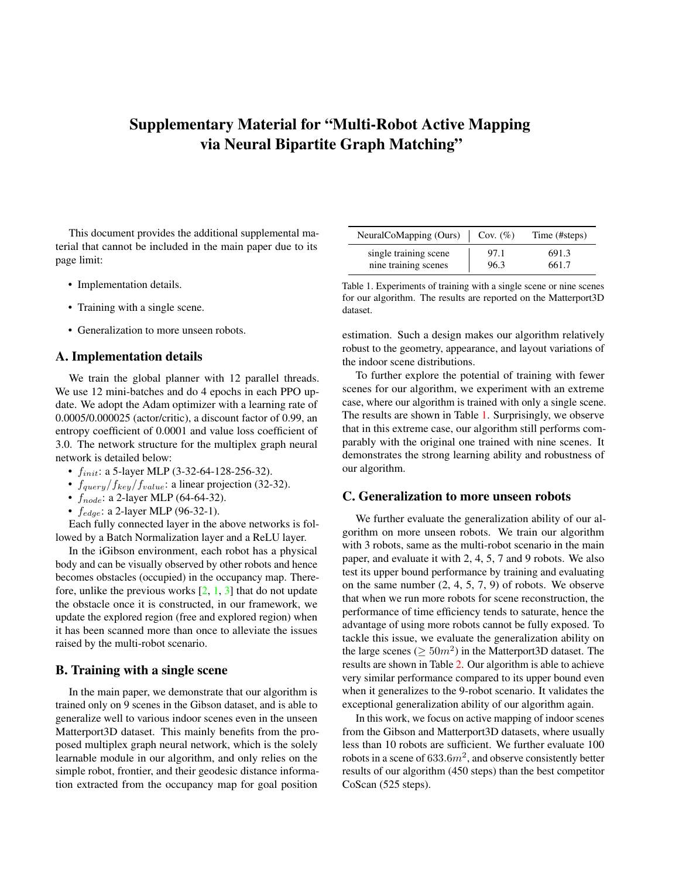# Supplementary Material for "Multi-Robot Active Mapping via Neural Bipartite Graph Matching"

This document provides the additional supplemental material that cannot be included in the main paper due to its page limit:

- Implementation details.
- Training with a single scene.
- Generalization to more unseen robots.

## A. Implementation details

We train the global planner with 12 parallel threads. We use 12 mini-batches and do 4 epochs in each PPO update. We adopt the Adam optimizer with a learning rate of 0.0005/0.000025 (actor/critic), a discount factor of 0.99, an entropy coefficient of 0.0001 and value loss coefficient of 3.0. The network structure for the multiplex graph neural network is detailed below:

- $f_{init}$: a 5-layer MLP (3-32-64-128-256-32).
- $f_{query}/f_{key}/f_{value}$: a linear projection (32-32).
- $f_{node}$: a 2-layer MLP (64-64-32).
- $f_{edge}$: a 2-layer MLP (96-32-1).

Each fully connected layer in the above networks is followed by a Batch Normalization layer and a ReLU layer.

In the iGibson environment, each robot has a physical body and can be visually observed by other robots and hence becomes obstacles (occupied) in the occupancy map. Therefore, unlike the previous works [2, 1, 3] that do not update the obstacle once it is constructed, in our framework, we update the explored region (free and explored region) when it has been scanned more than once to alleviate the issues raised by the multi-robot scenario.

## B. Training with a single scene

In the main paper, we demonstrate that our algorithm is trained only on 9 scenes in the Gibson dataset, and is able to generalize well to various indoor scenes even in the unseen Matterport3D dataset. This mainly benefits from the proposed multiplex graph neural network, which is the solely learnable module in our algorithm, and only relies on the simple robot, frontier, and their geodesic distance information extracted from the occupancy map for goal position estimation. Such a design makes our algorithm relatively robust to the geometry, appearance, and layout variations of the indoor scene distributions.

| NeuralCoMapping (Ours) | Cov. (%) | Time (#steps) |
|---|---|---|
| single training scene | 97.1 | 691.3 |
| nine training scenes | 96.3 | 661.7 |

Table 1. Experiments of training with a single scene or nine scenes for our algorithm. The results are reported on the Matterport3D dataset.

To further explore the potential of training with fewer scenes for our algorithm, we experiment with an extreme case, where our algorithm is trained with only a single scene. The results are shown in Table 1. Surprisingly, we observe that in this extreme case, our algorithm still performs comparably with the original one trained with nine scenes. It demonstrates the strong learning ability and robustness of our algorithm.

## C. Generalization to more unseen robots

We further evaluate the generalization ability of our algorithm on more unseen robots. We train our algorithm with 3 robots, same as the multi-robot scenario in the main paper, and evaluate it with 2, 4, 5, 7 and 9 robots. We also test its upper bound performance by training and evaluating on the same number (2, 4, 5, 7, 9) of robots. We observe that when we run more robots for scene reconstruction, the performance of time efficiency tends to saturate, hence the advantage of using more robots cannot be fully exposed. To tackle this issue, we evaluate the generalization ability on the large scenes ($\geq 50m^2$) in the Matterport3D dataset. The results are shown in Table 2. Our algorithm is able to achieve very similar performance compared to its upper bound even when it generalizes to the 9-robot scenario. It validates the exceptional generalization ability of our algorithm again.

In this work, we focus on active mapping of indoor scenes from the Gibson and Matterport3D datasets, where usually less than 10 robots are sufficient. We further evaluate 100 robots in a scene of $633.6m^2$, and observe consistently better results of our algorithm (450 steps) than the best competitor CoScan (525 steps).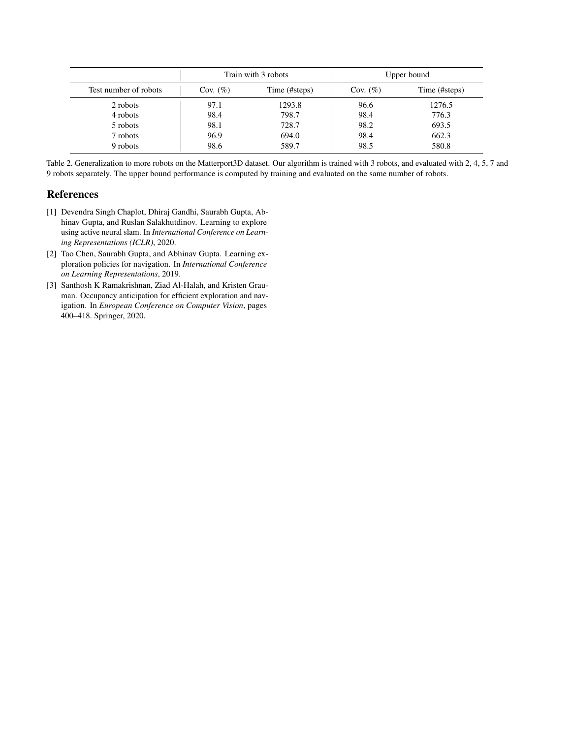| | Train with 3 robots | | Upper bound | |
|---|---|---|---|---|
| Test number of robots | Cov. (%) | Time (#steps) | Cov. (%) | Time (#steps) |
| 2 robots | 97.1 | 1293.8 | 96.6 | 1276.5 |
| 4 robots | 98.4 | 798.7 | 98.4 | 776.3 |
| 5 robots | 98.1 | 728.7 | 98.2 | 693.5 |
| 7 robots | 96.9 | 694.0 | 98.4 | 662.3 |
| 9 robots | 98.6 | 589.7 | 98.5 | 580.8 |

Table 2. Generalization to more robots on the Matterport3D dataset. Our algorithm is trained with 3 robots, and evaluated with 2, 4, 5, 7 and 9 robots separately. The upper bound performance is computed by training and evaluated on the same number of robots.

## References

[1] Devendra Singh Chaplot, Dhiraj Gandhi, Saurabh Gupta, Abhinav Gupta, and Ruslan Salakhutdinov. Learning to explore using active neural slam. In *International Conference on Learning Representations (ICLR)*, 2020.

[2] Tao Chen, Saurabh Gupta, and Abhinav Gupta. Learning exploration policies for navigation. In *International Conference on Learning Representations*, 2019.

[3] Santhosh K Ramakrishnan, Ziad Al-Halah, and Kristen Grauman. Occupancy anticipation for efficient exploration and navigation. In *European Conference on Computer Vision*, pages 400–418. Springer, 2020.